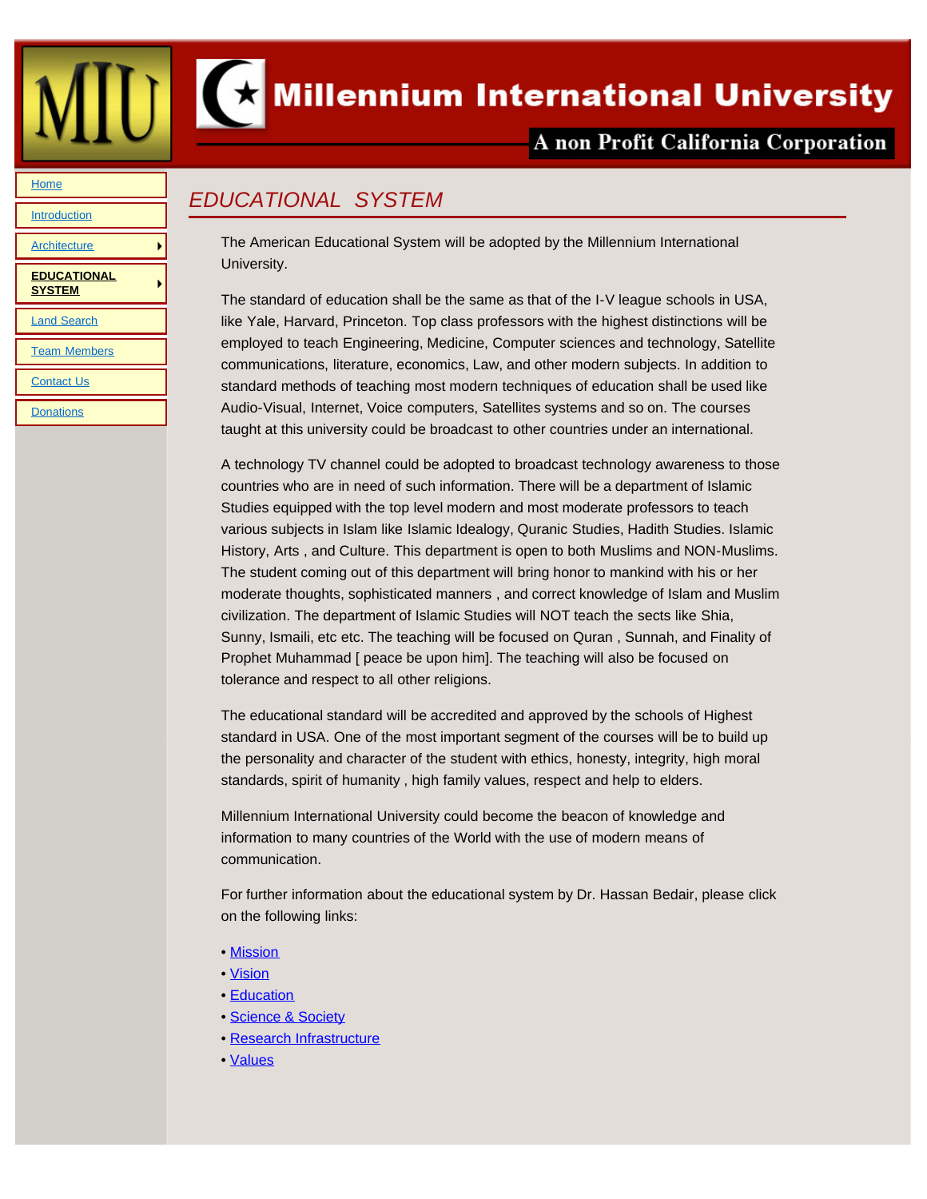# Millennium International University

A non Profit California Corporation

- Home
- Introduction
- Architecture
- **EDUCATIONAL SYSTEM**
- Land Search
- Team Members
- Contact Us
- Donations

## *EDUCATIONAL SYSTEM*

The American Educational System will be adopted by the Millennium International University.

The standard of education shall be the same as that of the I-V league schools in USA, like Yale, Harvard, Princeton. Top class professors with the highest distinctions will be employed to teach Engineering, Medicine, Computer sciences and technology, Satellite communications, literature, economics, Law, and other modern subjects. In addition to standard methods of teaching most modern techniques of education shall be used like Audio-Visual, Internet, Voice computers, Satellites systems and so on. The courses taught at this university could be broadcast to other countries under an international.

A technology TV channel could be adopted to broadcast technology awareness to those countries who are in need of such information. There will be a department of Islamic Studies equipped with the top level modern and most moderate professors to teach various subjects in Islam like Islamic Idealogy, Quranic Studies, Hadith Studies. Islamic History, Arts , and Culture. This department is open to both Muslims and NON-Muslims. The student coming out of this department will bring honor to mankind with his or her moderate thoughts, sophisticated manners , and correct knowledge of Islam and Muslim civilization. The department of Islamic Studies will NOT teach the sects like Shia, Sunny, Ismaili, etc etc. The teaching will be focused on Quran , Sunnah, and Finality of Prophet Muhammad [ peace be upon him]. The teaching will also be focused on tolerance and respect to all other religions.

The educational standard will be accredited and approved by the schools of Highest standard in USA. One of the most important segment of the courses will be to build up the personality and character of the student with ethics, honesty, integrity, high moral standards, spirit of humanity , high family values, respect and help to elders.

Millennium International University could become the beacon of knowledge and information to many countries of the World with the use of modern means of communication.

For further information about the educational system by Dr. Hassan Bedair, please click on the following links:

- Mission
- Vision
- Education
- Science & Society
- Research Infrastructure
- Values